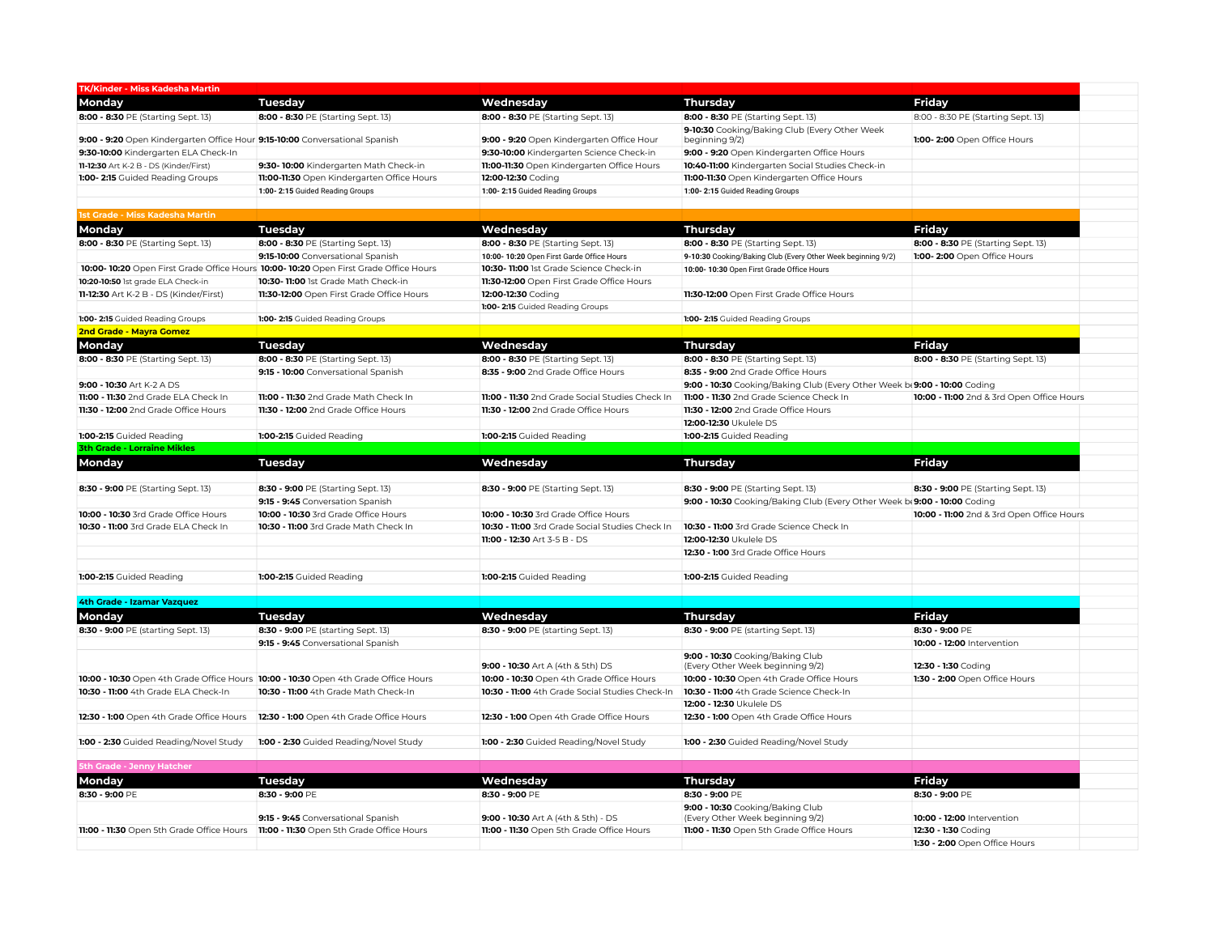## TK/Kinder - Miss Kadesha Martin

| Monday | Tuesday | Wednesday | Thursday | Friday |
|---|---|---|---|---|
| **8:00 - 8:30** PE (Starting Sept. 13) | **8:00 - 8:30** PE (Starting Sept. 13) | **8:00 - 8:30** PE (Starting Sept. 13) | **8:00 - 8:30** PE (Starting Sept. 13) | 8:00 - 8:30 PE (Starting Sept. 13) |
| **9:00 - 9:20** Open Kindergarten Office Hour | **9:15-10:00** Conversational Spanish | **9:00 - 9:20** Open Kindergarten Office Hour | **9-10:30** Cooking/Baking Club (Every Other Week beginning 9/2) | **1:00- 2:00** Open Office Hours |
| **9:30-10:00** Kindergarten ELA Check-In | | **9:30-10:00** Kindergarten Science Check-in | **9:00 - 9:20** Open Kindergarten Office Hours | |
| **11-12:30** Art K-2 B - DS (Kinder/First) | **9:30- 10:00** Kindergarten Math Check-in | **11:00-11:30** Open Kindergarten Office Hours | **10:40-11:00** Kindergarten Social Studies Check-in | |
| **1:00- 2:15** Guided Reading Groups | **11:00-11:30** Open Kindergarten Office Hours | **12:00-12:30** Coding | **11:00-11:30** Open Kindergarten Office Hours | |
| | **1:00- 2:15** Guided Reading Groups | **1:00- 2:15** Guided Reading Groups | **1:00- 2:15** Guided Reading Groups | |

## 1st Grade - Miss Kadesha Martin

| Monday | Tuesday | Wednesday | Thursday | Friday |
|---|---|---|---|---|
| **8:00 - 8:30** PE (Starting Sept. 13) | **8:00 - 8:30** PE (Starting Sept. 13) | **8:00 - 8:30** PE (Starting Sept. 13) | **8:00 - 8:30** PE (Starting Sept. 13) | **8:00 - 8:30** PE (Starting Sept. 13) |
| | **9:15-10:00** Conversational Spanish | **10:00- 10:20** Open First Garde Office Hours | **9-10:30** Cooking/Baking Club (Every Other Week beginning 9/2) | **1:00- 2:00** Open Office Hours |
| **10:00- 10:20** Open First Grade Office Hours | **10:00- 10:20** Open First Grade Office Hours | **10:30- 11:00** 1st Grade Science Check-in | **10:00- 10:30** Open First Grade Office Hours | |
| **10:20-10:50** 1st grade ELA Check-in | **10:30- 11:00** 1st Grade Math Check-in | **11:30-12:00** Open First Grade Office Hours | | |
| **11-12:30** Art K-2 B - DS (Kinder/First) | **11:30-12:00** Open First Grade Office Hours | **12:00-12:30** Coding | **11:30-12:00** Open First Grade Office Hours | |
| | | **1:00- 2:15** Guided Reading Groups | | |
| **1:00- 2:15** Guided Reading Groups | **1:00- 2:15** Guided Reading Groups | | **1:00- 2:15** Guided Reading Groups | |

## 2nd Grade - Mayra Gomez

| Monday | Tuesday | Wednesday | Thursday | Friday |
|---|---|---|---|---|
| **8:00 - 8:30** PE (Starting Sept. 13) | **8:00 - 8:30** PE (Starting Sept. 13) | **8:00 - 8:30** PE (Starting Sept. 13) | **8:00 - 8:30** PE (Starting Sept. 13) | **8:00 - 8:30** PE (Starting Sept. 13) |
| | **9:15 - 10:00** Conversational Spanish | **8:35 - 9:00** 2nd Grade Office Hours | **8:35 - 9:00** 2nd Grade Office Hours | |
| **9:00 - 10:30** Art K-2 A DS | | | **9:00 - 10:30** Cooking/Baking Club (Every Other Week be | **9:00 - 10:00** Coding |
| **11:00 - 11:30** 2nd Grade ELA Check In | **11:00 - 11:30** 2nd Grade Math Check In | **11:00 - 11:30** 2nd Grade Social Studies Check In | **11:00 - 11:30** 2nd Grade Science Check In | **10:00 - 11:00** 2nd & 3rd Open Office Hours |
| **11:30 - 12:00** 2nd Grade Office Hours | **11:30 - 12:00** 2nd Grade Office Hours | **11:30 - 12:00** 2nd Grade Office Hours | **11:30 - 12:00** 2nd Grade Office Hours | |
| | | | **12:00-12:30** Ukulele DS | |
| **1:00-2:15** Guided Reading | **1:00-2:15** Guided Reading | **1:00-2:15** Guided Reading | **1:00-2:15** Guided Reading | |

## 3th Grade - Lorraine Mikles

| Monday | Tuesday | Wednesday | Thursday | Friday |
|---|---|---|---|---|
| **8:30 - 9:00** PE (Starting Sept. 13) | **8:30 - 9:00** PE (Starting Sept. 13) | **8:30 - 9:00** PE (Starting Sept. 13) | **8:30 - 9:00** PE (Starting Sept. 13) | **8:30 - 9:00** PE (Starting Sept. 13) |
| | **9:15 - 9:45** Conversation Spanish | | **9:00 - 10:30** Cooking/Baking Club (Every Other Week be | **9:00 - 10:00** Coding |
| **10:00 - 10:30** 3rd Grade Office Hours | **10:00 - 10:30** 3rd Grade Office Hours | **10:00 - 10:30** 3rd Grade Office Hours | | **10:00 - 11:00** 2nd & 3rd Open Office Hours |
| **10:30 - 11:00** 3rd Grade ELA Check In | **10:30 - 11:00** 3rd Grade Math Check In | **10:30 - 11:00** 3rd Grade Social Studies Check In | **10:30 - 11:00** 3rd Grade Science Check In | |
| | | **11:00 - 12:30** Art 3-5 B - DS | **12:00-12:30** Ukulele DS | |
| | | | **12:30 - 1:00** 3rd Grade Office Hours | |
| **1:00-2:15** Guided Reading | **1:00-2:15** Guided Reading | **1:00-2:15** Guided Reading | **1:00-2:15** Guided Reading | |

## 4th Grade - Izamar Vazquez

| Monday | Tuesday | Wednesday | Thursday | Friday |
|---|---|---|---|---|
| **8:30 - 9:00** PE (starting Sept. 13) | **8:30 - 9:00** PE (starting Sept. 13) | **8:30 - 9:00** PE (starting Sept. 13) | **8:30 - 9:00** PE (starting Sept. 13) | **8:30 - 9:00** PE |
| | **9:15 - 9:45** Conversational Spanish | | | **10:00 - 12:00** Intervention |
| | | **9:00 - 10:30** Art A (4th & 5th) DS | **9:00 - 10:30** Cooking/Baking Club (Every Other Week beginning 9/2) | **12:30 - 1:30** Coding |
| **10:00 - 10:30** Open 4th Grade Office Hours | **10:00 - 10:30** Open 4th Grade Office Hours | **10:00 - 10:30** Open 4th Grade Office Hours | **10:00 - 10:30** Open 4th Grade Office Hours | **1:30 - 2:00** Open Office Hours |
| **10:30 - 11:00** 4th Grade ELA Check-In | **10:30 - 11:00** 4th Grade Math Check-In | **10:30 - 11:00** 4th Grade Social Studies Check-In | **10:30 - 11:00** 4th Grade Science Check-In | |
| | | | **12:00 - 12:30** Ukulele DS | |
| **12:30 - 1:00** Open 4th Grade Office Hours | **12:30 - 1:00** Open 4th Grade Office Hours | **12:30 - 1:00** Open 4th Grade Office Hours | **12:30 - 1:00** Open 4th Grade Office Hours | |
| **1:00 - 2:30** Guided Reading/Novel Study | **1:00 - 2:30** Guided Reading/Novel Study | **1:00 - 2:30** Guided Reading/Novel Study | **1:00 - 2:30** Guided Reading/Novel Study | |

## 5th Grade - Jenny Hatcher

| Monday | Tuesday | Wednesday | Thursday | Friday |
|---|---|---|---|---|
| **8:30 - 9:00** PE | **8:30 - 9:00** PE | **8:30 - 9:00** PE | **8:30 - 9:00** PE | **8:30 - 9:00** PE |
| | **9:15 - 9:45** Conversational Spanish | **9:00 - 10:30** Art A (4th & 5th) - DS | **9:00 - 10:30** Cooking/Baking Club (Every Other Week beginning 9/2) | **10:00 - 12:00** Intervention |
| **11:00 - 11:30** Open 5th Grade Office Hours | **11:00 - 11:30** Open 5th Grade Office Hours | **11:00 - 11:30** Open 5th Grade Office Hours | **11:00 - 11:30** Open 5th Grade Office Hours | **12:30 - 1:30** Coding |
| | | | | **1:30 - 2:00** Open Office Hours |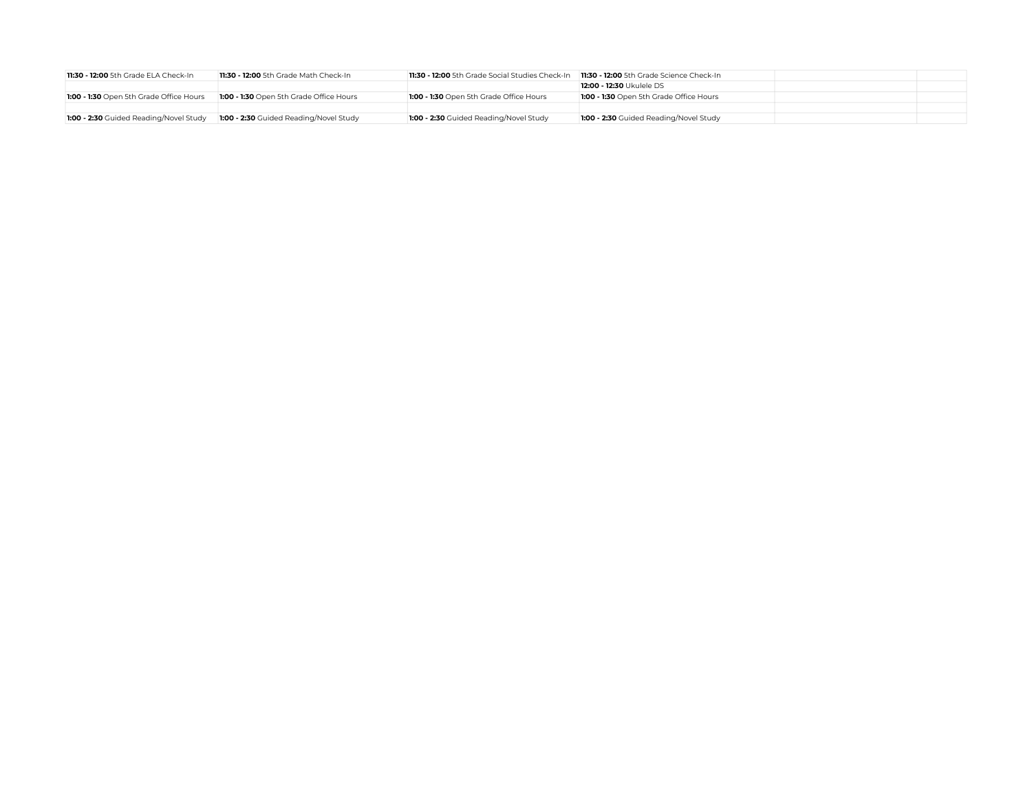| | | | | | |
|---|---|---|---|---|---|
| **11:30 - 12:00** 5th Grade ELA Check-In | **11:30 - 12:00** 5th Grade Math Check-In | **11:30 - 12:00** 5th Grade Social Studies Check-In | **11:30 - 12:00** 5th Grade Science Check-In | | |
| | | | **12:00 - 12:30** Ukulele DS | | |
| **1:00 - 1:30** Open 5th Grade Office Hours | **1:00 - 1:30** Open 5th Grade Office Hours | **1:00 - 1:30** Open 5th Grade Office Hours | **1:00 - 1:30** Open 5th Grade Office Hours | | |
| | | | | | |
| **1:00 - 2:30** Guided Reading/Novel Study | **1:00 - 2:30** Guided Reading/Novel Study | **1:00 - 2:30** Guided Reading/Novel Study | **1:00 - 2:30** Guided Reading/Novel Study | | |